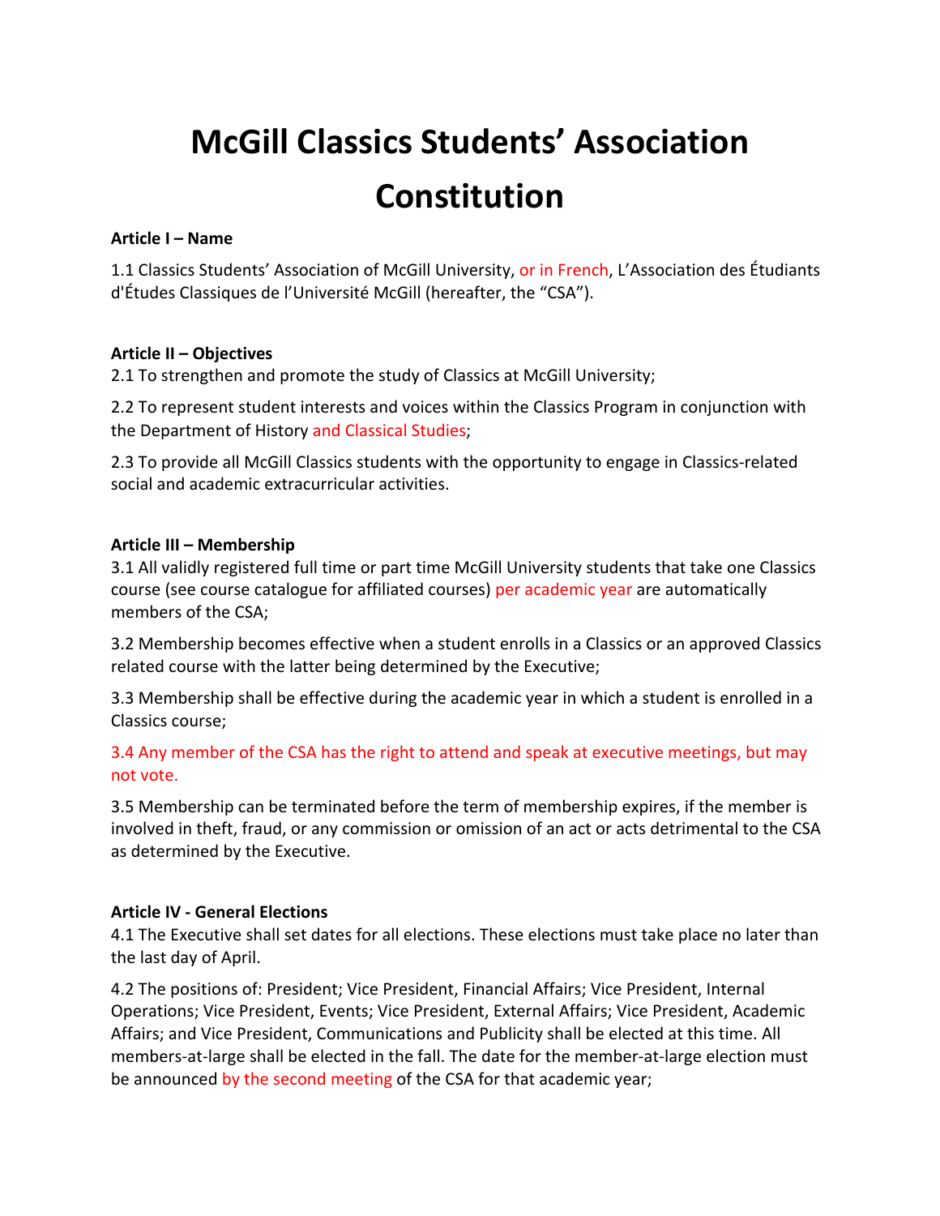# McGill Classics Students' Association Constitution

**Article I – Name**

1.1 Classics Students' Association of McGill University, or in French, L'Association des Étudiants d'Études Classiques de l'Université McGill (hereafter, the "CSA").

**Article II – Objectives**

2.1 To strengthen and promote the study of Classics at McGill University;

2.2 To represent student interests and voices within the Classics Program in conjunction with the Department of History and Classical Studies;

2.3 To provide all McGill Classics students with the opportunity to engage in Classics-related social and academic extracurricular activities.

**Article III – Membership**

3.1 All validly registered full time or part time McGill University students that take one Classics course (see course catalogue for affiliated courses) per academic year are automatically members of the CSA;

3.2 Membership becomes effective when a student enrolls in a Classics or an approved Classics related course with the latter being determined by the Executive;

3.3 Membership shall be effective during the academic year in which a student is enrolled in a Classics course;

3.4 Any member of the CSA has the right to attend and speak at executive meetings, but may not vote.

3.5 Membership can be terminated before the term of membership expires, if the member is involved in theft, fraud, or any commission or omission of an act or acts detrimental to the CSA as determined by the Executive.

**Article IV - General Elections**

4.1 The Executive shall set dates for all elections. These elections must take place no later than the last day of April.

4.2 The positions of: President; Vice President, Financial Affairs; Vice President, Internal Operations; Vice President, Events; Vice President, External Affairs; Vice President, Academic Affairs; and Vice President, Communications and Publicity shall be elected at this time. All members-at-large shall be elected in the fall. The date for the member-at-large election must be announced by the second meeting of the CSA for that academic year;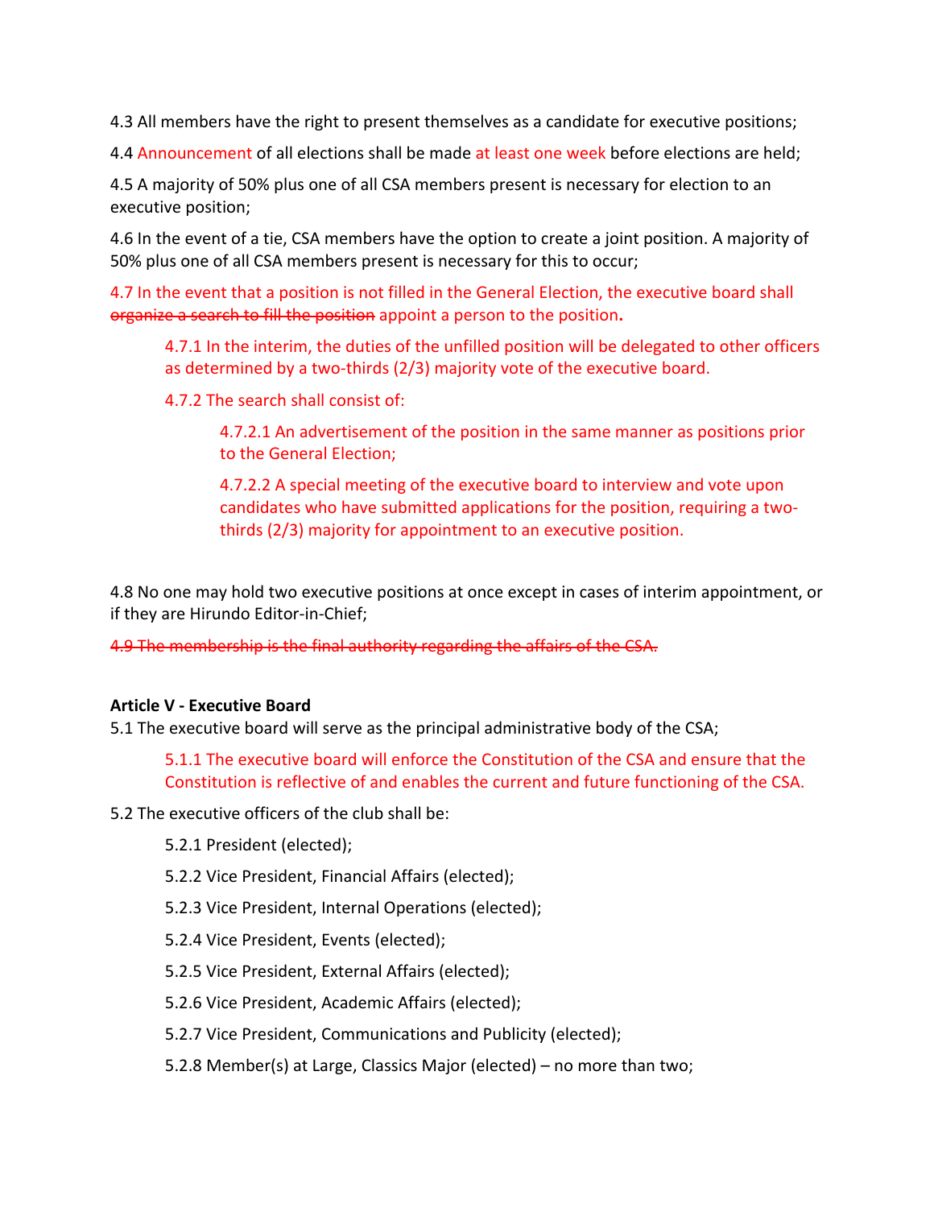4.3 All members have the right to present themselves as a candidate for executive positions;

4.4 Announcement of all elections shall be made at least one week before elections are held;

4.5 A majority of 50% plus one of all CSA members present is necessary for election to an executive position;

4.6 In the event of a tie, CSA members have the option to create a joint position. A majority of 50% plus one of all CSA members present is necessary for this to occur;

4.7 In the event that a position is not filled in the General Election, the executive board shall ~~organize a search to fill the position~~ appoint a person to the position.

> 4.7.1 In the interim, the duties of the unfilled position will be delegated to other officers as determined by a two-thirds (2/3) majority vote of the executive board.
>
> 4.7.2 The search shall consist of:
>
> > 4.7.2.1 An advertisement of the position in the same manner as positions prior to the General Election;
> >
> > 4.7.2.2 A special meeting of the executive board to interview and vote upon candidates who have submitted applications for the position, requiring a two-thirds (2/3) majority for appointment to an executive position.

4.8 No one may hold two executive positions at once except in cases of interim appointment, or if they are Hirundo Editor-in-Chief;

~~4.9 The membership is the final authority regarding the affairs of the CSA.~~

**Article V - Executive Board**

5.1 The executive board will serve as the principal administrative body of the CSA;

> 5.1.1 The executive board will enforce the Constitution of the CSA and ensure that the Constitution is reflective of and enables the current and future functioning of the CSA.

5.2 The executive officers of the club shall be:

> 5.2.1 President (elected);
>
> 5.2.2 Vice President, Financial Affairs (elected);
>
> 5.2.3 Vice President, Internal Operations (elected);
>
> 5.2.4 Vice President, Events (elected);
>
> 5.2.5 Vice President, External Affairs (elected);
>
> 5.2.6 Vice President, Academic Affairs (elected);
>
> 5.2.7 Vice President, Communications and Publicity (elected);
>
> 5.2.8 Member(s) at Large, Classics Major (elected) – no more than two;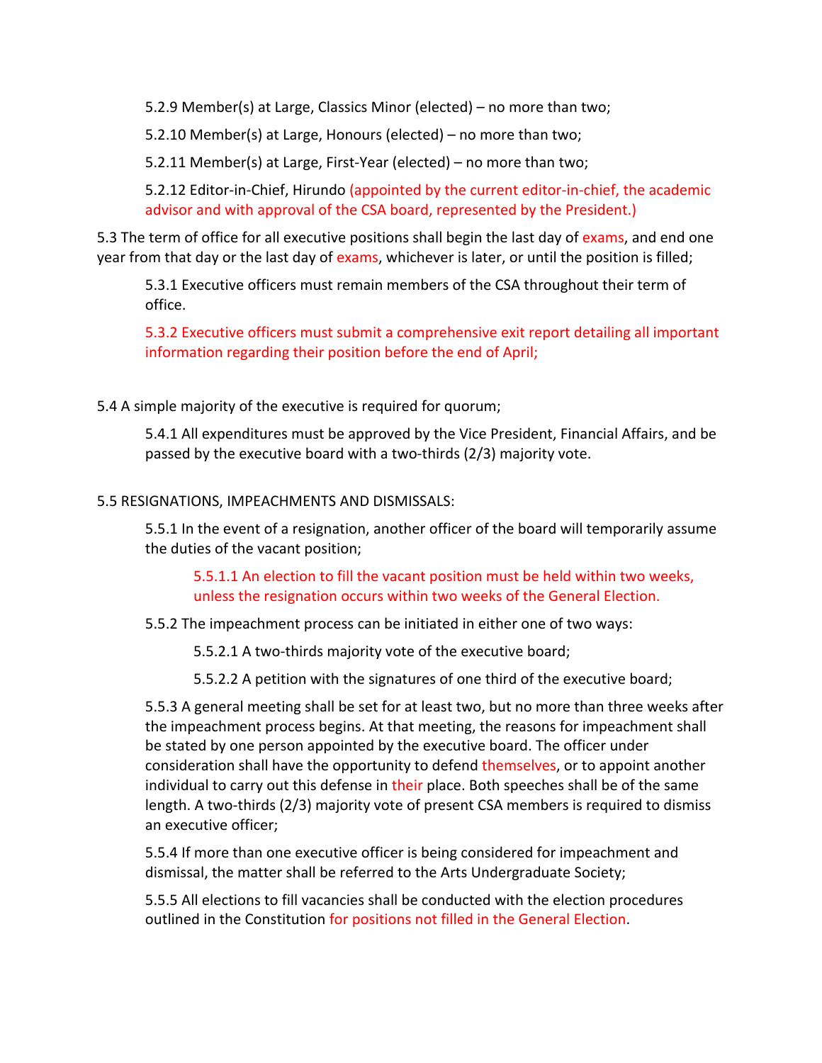5.2.9 Member(s) at Large, Classics Minor (elected) – no more than two;

5.2.10 Member(s) at Large, Honours (elected) – no more than two;

5.2.11 Member(s) at Large, First-Year (elected) – no more than two;

5.2.12 Editor-in-Chief, Hirundo (appointed by the current editor-in-chief, the academic advisor and with approval of the CSA board, represented by the President.)

5.3 The term of office for all executive positions shall begin the last day of exams, and end one year from that day or the last day of exams, whichever is later, or until the position is filled;

5.3.1 Executive officers must remain members of the CSA throughout their term of office.

5.3.2 Executive officers must submit a comprehensive exit report detailing all important information regarding their position before the end of April;

5.4 A simple majority of the executive is required for quorum;

5.4.1 All expenditures must be approved by the Vice President, Financial Affairs, and be passed by the executive board with a two-thirds (2/3) majority vote.

5.5 RESIGNATIONS, IMPEACHMENTS AND DISMISSALS:

5.5.1 In the event of a resignation, another officer of the board will temporarily assume the duties of the vacant position;

5.5.1.1 An election to fill the vacant position must be held within two weeks, unless the resignation occurs within two weeks of the General Election.

5.5.2 The impeachment process can be initiated in either one of two ways:

5.5.2.1 A two-thirds majority vote of the executive board;

5.5.2.2 A petition with the signatures of one third of the executive board;

5.5.3 A general meeting shall be set for at least two, but no more than three weeks after the impeachment process begins. At that meeting, the reasons for impeachment shall be stated by one person appointed by the executive board. The officer under consideration shall have the opportunity to defend themselves, or to appoint another individual to carry out this defense in their place. Both speeches shall be of the same length. A two-thirds (2/3) majority vote of present CSA members is required to dismiss an executive officer;

5.5.4 If more than one executive officer is being considered for impeachment and dismissal, the matter shall be referred to the Arts Undergraduate Society;

5.5.5 All elections to fill vacancies shall be conducted with the election procedures outlined in the Constitution for positions not filled in the General Election.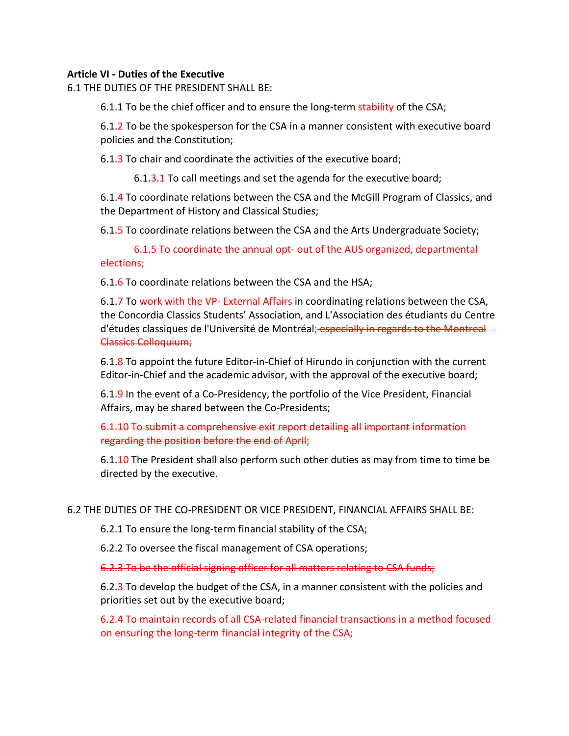**Article VI - Duties of the Executive**

6.1 THE DUTIES OF THE PRESIDENT SHALL BE:

6.1.1 To be the chief officer and to ensure the long-term stability of the CSA;

6.1.2 To be the spokesperson for the CSA in a manner consistent with executive board policies and the Constitution;

6.1.3 To chair and coordinate the activities of the executive board;

6.1.3.1 To call meetings and set the agenda for the executive board;

6.1.4 To coordinate relations between the CSA and the McGill Program of Classics, and the Department of History and Classical Studies;

6.1.5 To coordinate relations between the CSA and the Arts Undergraduate Society;

6.1.5 To coordinate the annual opt- out of the AUS organized, departmental elections;

6.1.6 To coordinate relations between the CSA and the HSA;

6.1.7 To work with the VP- External Affairs in coordinating relations between the CSA, the Concordia Classics Students' Association, and L'Association des étudiants du Centre d'études classiques de l'Université de Montréal;~~ especially in regards to the Montreal Classics Colloquium;~~

6.1.8 To appoint the future Editor-in-Chief of Hirundo in conjunction with the current Editor-in-Chief and the academic advisor, with the approval of the executive board;

6.1.9 In the event of a Co-Presidency, the portfolio of the Vice President, Financial Affairs, may be shared between the Co-Presidents;

~~6.1.10 To submit a comprehensive exit report detailing all important information regarding the position before the end of April;~~

6.1.10 The President shall also perform such other duties as may from time to time be directed by the executive.

6.2 THE DUTIES OF THE CO-PRESIDENT OR VICE PRESIDENT, FINANCIAL AFFAIRS SHALL BE:

6.2.1 To ensure the long-term financial stability of the CSA;

6.2.2 To oversee the fiscal management of CSA operations;

~~6.2.3 To be the official signing officer for all matters relating to CSA funds;~~

6.2.3 To develop the budget of the CSA, in a manner consistent with the policies and priorities set out by the executive board;

6.2.4 To maintain records of all CSA-related financial transactions in a method focused on ensuring the long-term financial integrity of the CSA;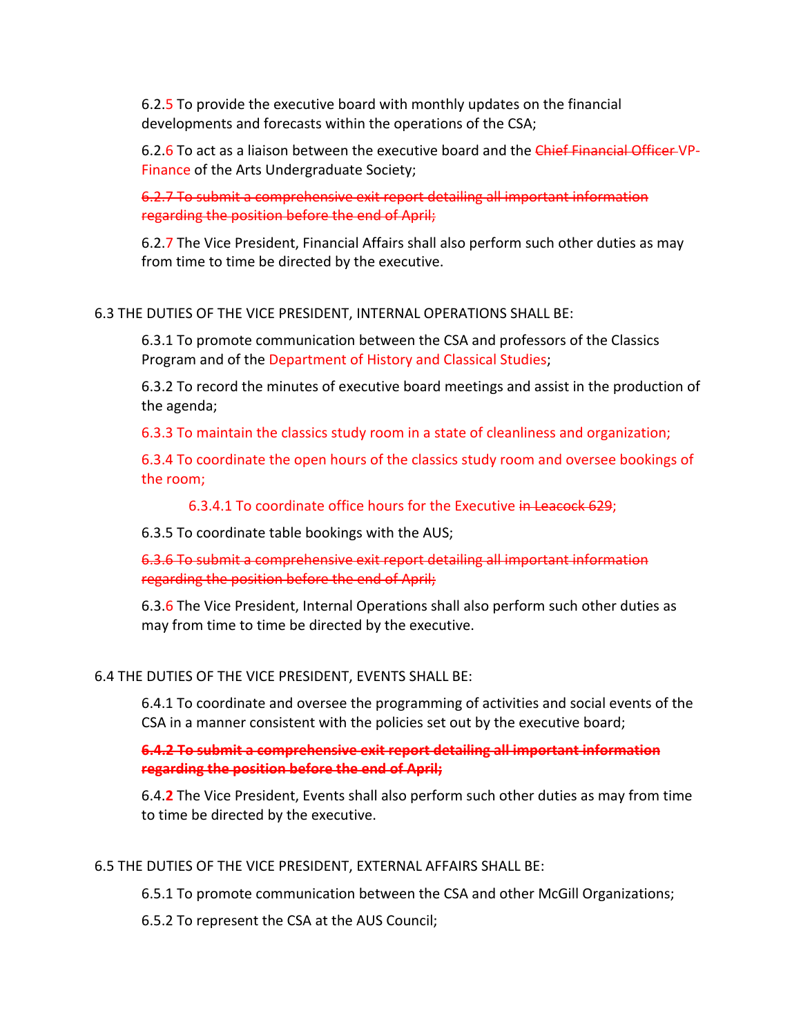6.2.5 To provide the executive board with monthly updates on the financial developments and forecasts within the operations of the CSA;

6.2.6 To act as a liaison between the executive board and the ~~Chief Financial Officer~~ VP-Finance of the Arts Undergraduate Society;

~~6.2.7 To submit a comprehensive exit report detailing all important information regarding the position before the end of April;~~

6.2.7 The Vice President, Financial Affairs shall also perform such other duties as may from time to time be directed by the executive.

6.3 THE DUTIES OF THE VICE PRESIDENT, INTERNAL OPERATIONS SHALL BE:

6.3.1 To promote communication between the CSA and professors of the Classics Program and of the Department of History and Classical Studies;

6.3.2 To record the minutes of executive board meetings and assist in the production of the agenda;

6.3.3 To maintain the classics study room in a state of cleanliness and organization;

6.3.4 To coordinate the open hours of the classics study room and oversee bookings of the room;

6.3.4.1 To coordinate office hours for the Executive ~~in Leacock 629~~;

6.3.5 To coordinate table bookings with the AUS;

~~6.3.6 To submit a comprehensive exit report detailing all important information regarding the position before the end of April;~~

6.3.6 The Vice President, Internal Operations shall also perform such other duties as may from time to time be directed by the executive.

6.4 THE DUTIES OF THE VICE PRESIDENT, EVENTS SHALL BE:

6.4.1 To coordinate and oversee the programming of activities and social events of the CSA in a manner consistent with the policies set out by the executive board;

**~~6.4.2 To submit a comprehensive exit report detailing all important information regarding the position before the end of April;~~**

6.4.**2** The Vice President, Events shall also perform such other duties as may from time to time be directed by the executive.

6.5 THE DUTIES OF THE VICE PRESIDENT, EXTERNAL AFFAIRS SHALL BE:

6.5.1 To promote communication between the CSA and other McGill Organizations;

6.5.2 To represent the CSA at the AUS Council;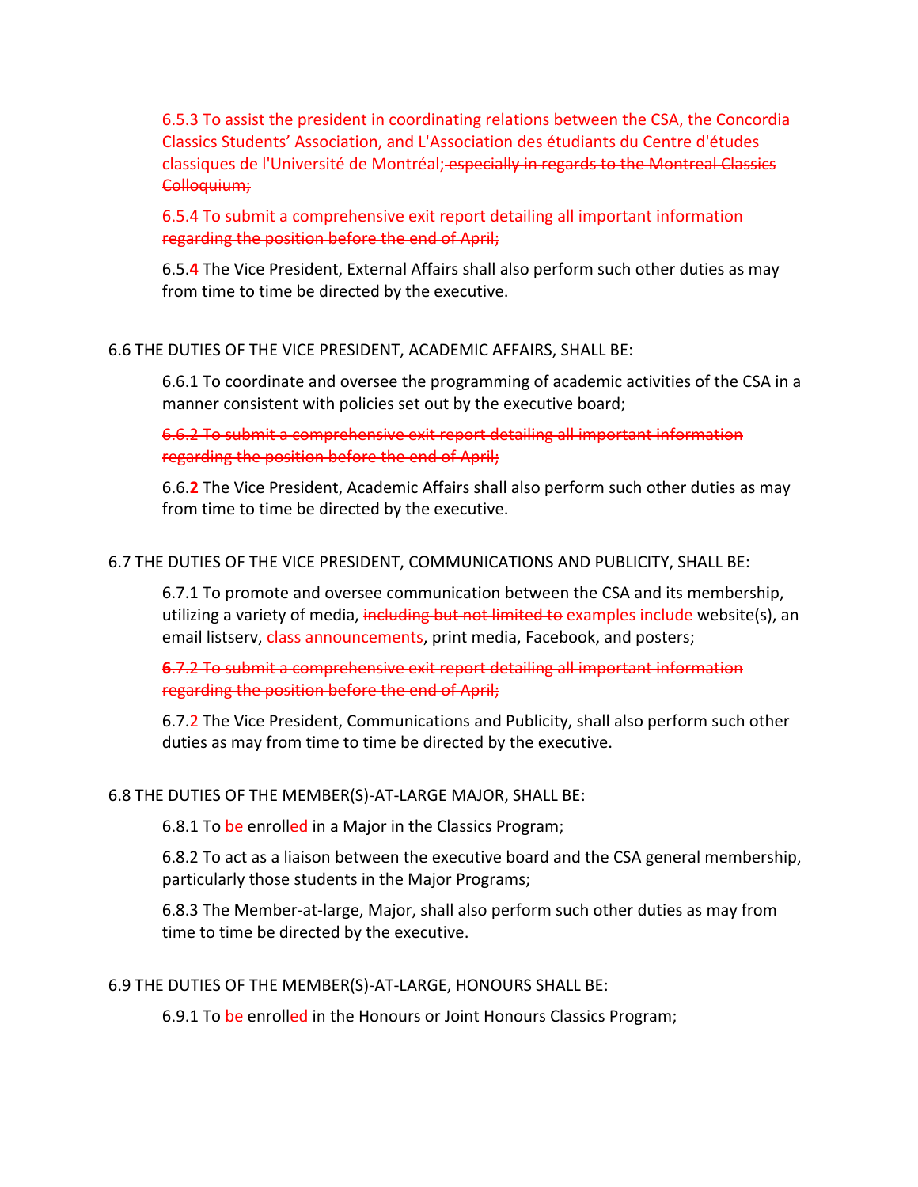6.5.3 To assist the president in coordinating relations between the CSA, the Concordia Classics Students' Association, and L'Association des étudiants du Centre d'études classiques de l'Université de Montréal; ~~especially in regards to the Montreal Classics Colloquium;~~

~~6.5.4 To submit a comprehensive exit report detailing all important information regarding the position before the end of April;~~

6.5.**4** The Vice President, External Affairs shall also perform such other duties as may from time to time be directed by the executive.

6.6 THE DUTIES OF THE VICE PRESIDENT, ACADEMIC AFFAIRS, SHALL BE:

6.6.1 To coordinate and oversee the programming of academic activities of the CSA in a manner consistent with policies set out by the executive board;

~~6.6.2 To submit a comprehensive exit report detailing all important information regarding the position before the end of April;~~

6.6.**2** The Vice President, Academic Affairs shall also perform such other duties as may from time to time be directed by the executive.

6.7 THE DUTIES OF THE VICE PRESIDENT, COMMUNICATIONS AND PUBLICITY, SHALL BE:

6.7.1 To promote and oversee communication between the CSA and its membership, utilizing a variety of media, ~~including but not limited to~~ examples include website(s), an email listserv, class announcements, print media, Facebook, and posters;

~~6.7.2 To submit a comprehensive exit report detailing all important information regarding the position before the end of April;~~

6.7.2 The Vice President, Communications and Publicity, shall also perform such other duties as may from time to time be directed by the executive.

6.8 THE DUTIES OF THE MEMBER(S)-AT-LARGE MAJOR, SHALL BE:

6.8.1 To be enrolled in a Major in the Classics Program;

6.8.2 To act as a liaison between the executive board and the CSA general membership, particularly those students in the Major Programs;

6.8.3 The Member-at-large, Major, shall also perform such other duties as may from time to time be directed by the executive.

6.9 THE DUTIES OF THE MEMBER(S)-AT-LARGE, HONOURS SHALL BE:

6.9.1 To be enrolled in the Honours or Joint Honours Classics Program;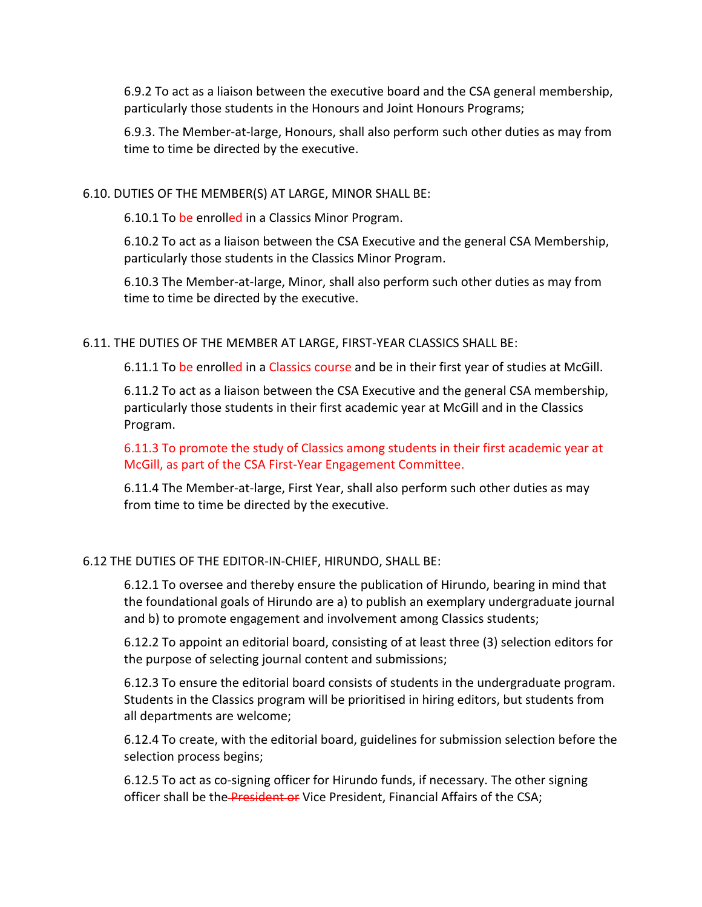6.9.2 To act as a liaison between the executive board and the CSA general membership, particularly those students in the Honours and Joint Honours Programs;

6.9.3. The Member-at-large, Honours, shall also perform such other duties as may from time to time be directed by the executive.

6.10. DUTIES OF THE MEMBER(S) AT LARGE, MINOR SHALL BE:

6.10.1 To be enrolled in a Classics Minor Program.

6.10.2 To act as a liaison between the CSA Executive and the general CSA Membership, particularly those students in the Classics Minor Program.

6.10.3 The Member-at-large, Minor, shall also perform such other duties as may from time to time be directed by the executive.

6.11. THE DUTIES OF THE MEMBER AT LARGE, FIRST-YEAR CLASSICS SHALL BE:

6.11.1 To be enrolled in a Classics course and be in their first year of studies at McGill.

6.11.2 To act as a liaison between the CSA Executive and the general CSA membership, particularly those students in their first academic year at McGill and in the Classics Program.

6.11.3 To promote the study of Classics among students in their first academic year at McGill, as part of the CSA First-Year Engagement Committee.

6.11.4 The Member-at-large, First Year, shall also perform such other duties as may from time to time be directed by the executive.

6.12 THE DUTIES OF THE EDITOR-IN-CHIEF, HIRUNDO, SHALL BE:

6.12.1 To oversee and thereby ensure the publication of Hirundo, bearing in mind that the foundational goals of Hirundo are a) to publish an exemplary undergraduate journal and b) to promote engagement and involvement among Classics students;

6.12.2 To appoint an editorial board, consisting of at least three (3) selection editors for the purpose of selecting journal content and submissions;

6.12.3 To ensure the editorial board consists of students in the undergraduate program. Students in the Classics program will be prioritised in hiring editors, but students from all departments are welcome;

6.12.4 To create, with the editorial board, guidelines for submission selection before the selection process begins;

6.12.5 To act as co-signing officer for Hirundo funds, if necessary. The other signing officer shall be the ~~President or~~ Vice President, Financial Affairs of the CSA;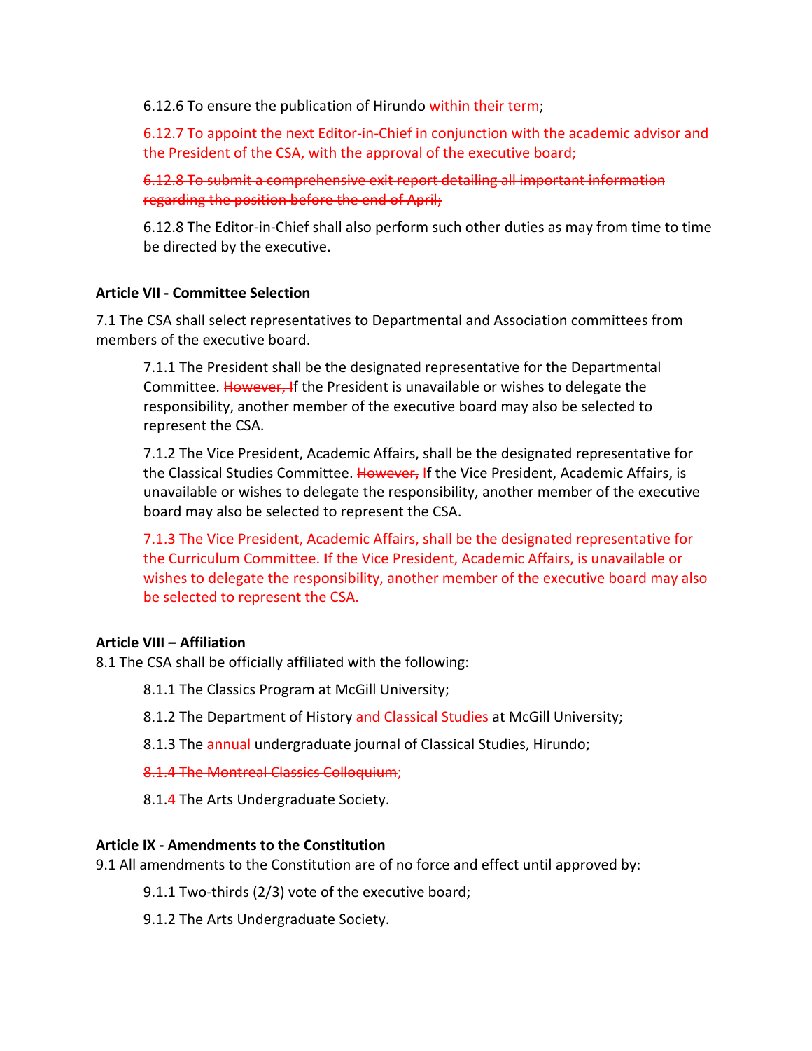6.12.6 To ensure the publication of Hirundo within their term;

6.12.7 To appoint the next Editor-in-Chief in conjunction with the academic advisor and the President of the CSA, with the approval of the executive board;

~~6.12.8 To submit a comprehensive exit report detailing all important information regarding the position before the end of April;~~

6.12.8 The Editor-in-Chief shall also perform such other duties as may from time to time be directed by the executive.

**Article VII - Committee Selection**

7.1 The CSA shall select representatives to Departmental and Association committees from members of the executive board.

7.1.1 The President shall be the designated representative for the Departmental Committee. ~~However, I~~If the President is unavailable or wishes to delegate the responsibility, another member of the executive board may also be selected to represent the CSA.

7.1.2 The Vice President, Academic Affairs, shall be the designated representative for the Classical Studies Committee. ~~However,~~ If the Vice President, Academic Affairs, is unavailable or wishes to delegate the responsibility, another member of the executive board may also be selected to represent the CSA.

7.1.3 The Vice President, Academic Affairs, shall be the designated representative for the Curriculum Committee. If the Vice President, Academic Affairs, is unavailable or wishes to delegate the responsibility, another member of the executive board may also be selected to represent the CSA.

**Article VIII – Affiliation**

8.1 The CSA shall be officially affiliated with the following:

8.1.1 The Classics Program at McGill University;

8.1.2 The Department of History and Classical Studies at McGill University;

8.1.3 The ~~annual~~ undergraduate journal of Classical Studies, Hirundo;

~~8.1.4 The Montreal Classics Colloquium;~~

8.1.4 The Arts Undergraduate Society.

**Article IX - Amendments to the Constitution**

9.1 All amendments to the Constitution are of no force and effect until approved by:

9.1.1 Two-thirds (2/3) vote of the executive board;

9.1.2 The Arts Undergraduate Society.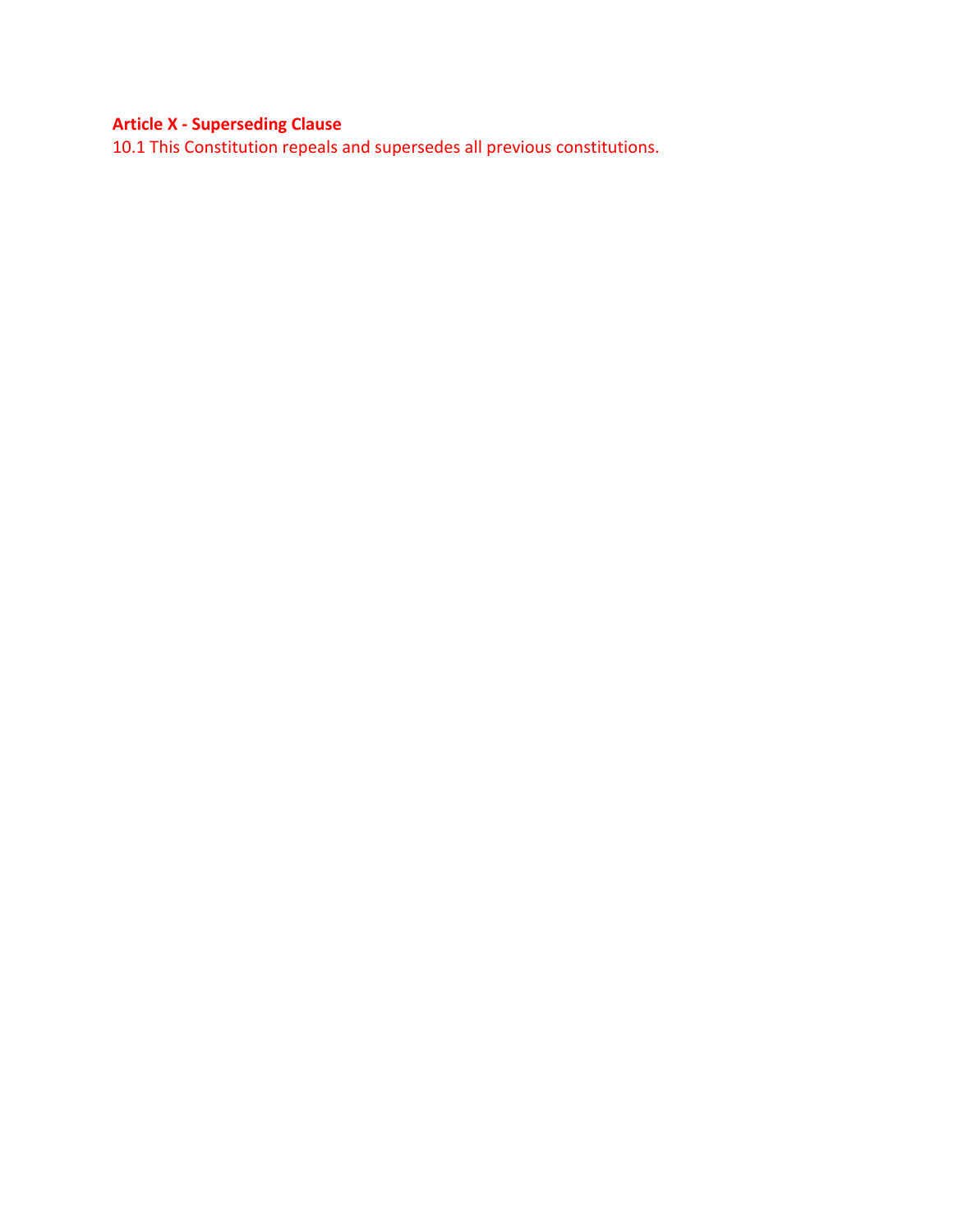**Article X - Superseding Clause**

10.1 This Constitution repeals and supersedes all previous constitutions.